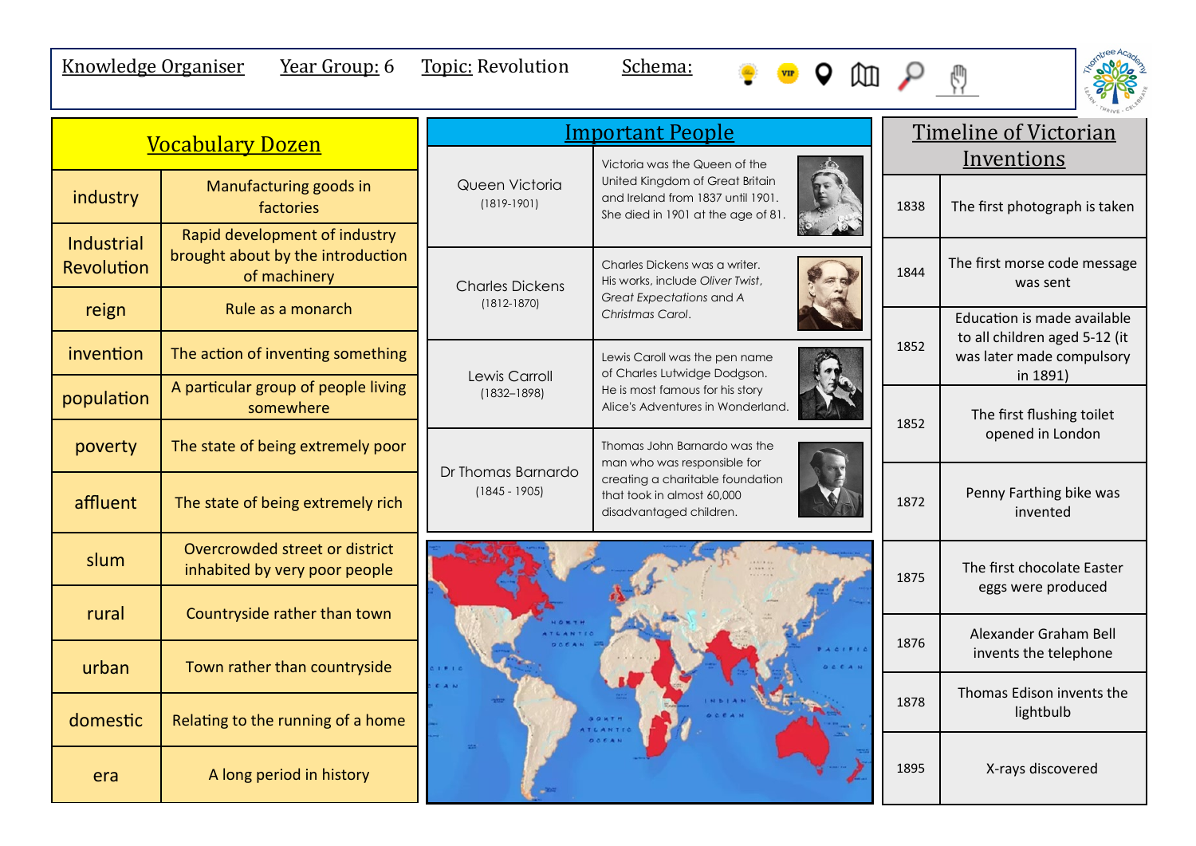Knowledge Organiser | Year Group: 6 | Topic: Revolution | Schema:

## Vocabulary Dozen

| Word | Definition |
|---|---|
| industry | Manufacturing goods in factories |
| Industrial Revolution | Rapid development of industry brought about by the introduction of machinery |
| reign | Rule as a monarch |
| invention | The action of inventing something |
| population | A particular group of people living somewhere |
| poverty | The state of being extremely poor |
| affluent | The state of being extremely rich |
| slum | Overcrowded street or district inhabited by very poor people |
| rural | Countryside rather than town |
| urban | Town rather than countryside |
| domestic | Relating to the running of a home |
| era | A long period in history |

## Important People

| Person | Description |
|---|---|
| Queen Victoria (1819-1901) | Victoria was the Queen of the United Kingdom of Great Britain and Ireland from 1837 until 1901. She died in 1901 at the age of 81. |
| Charles Dickens (1812-1870) | Charles Dickens was a writer. His works, include *Oliver Twist*, *Great Expectations* and *A Christmas Carol*. |
| Lewis Carroll (1832–1898) | Lewis Caroll was the pen name of Charles Lutwidge Dodgson. He is most famous for his story Alice's Adventures in Wonderland. |
| Dr Thomas Barnardo (1845 - 1905) | Thomas John Barnardo was the man who was responsible for creating a charitable foundation that took in almost 60,000 disadvantaged children. |

## Timeline of Victorian Inventions

| Year | Event |
|---|---|
| 1838 | The first photograph is taken |
| 1844 | The first morse code message was sent |
| 1852 | Education is made available to all children aged 5-12 (it was later made compulsory in 1891) |
| 1852 | The first flushing toilet opened in London |
| 1872 | Penny Farthing bike was invented |
| 1875 | The first chocolate Easter eggs were produced |
| 1876 | Alexander Graham Bell invents the telephone |
| 1878 | Thomas Edison invents the lightbulb |
| 1895 | X-rays discovered |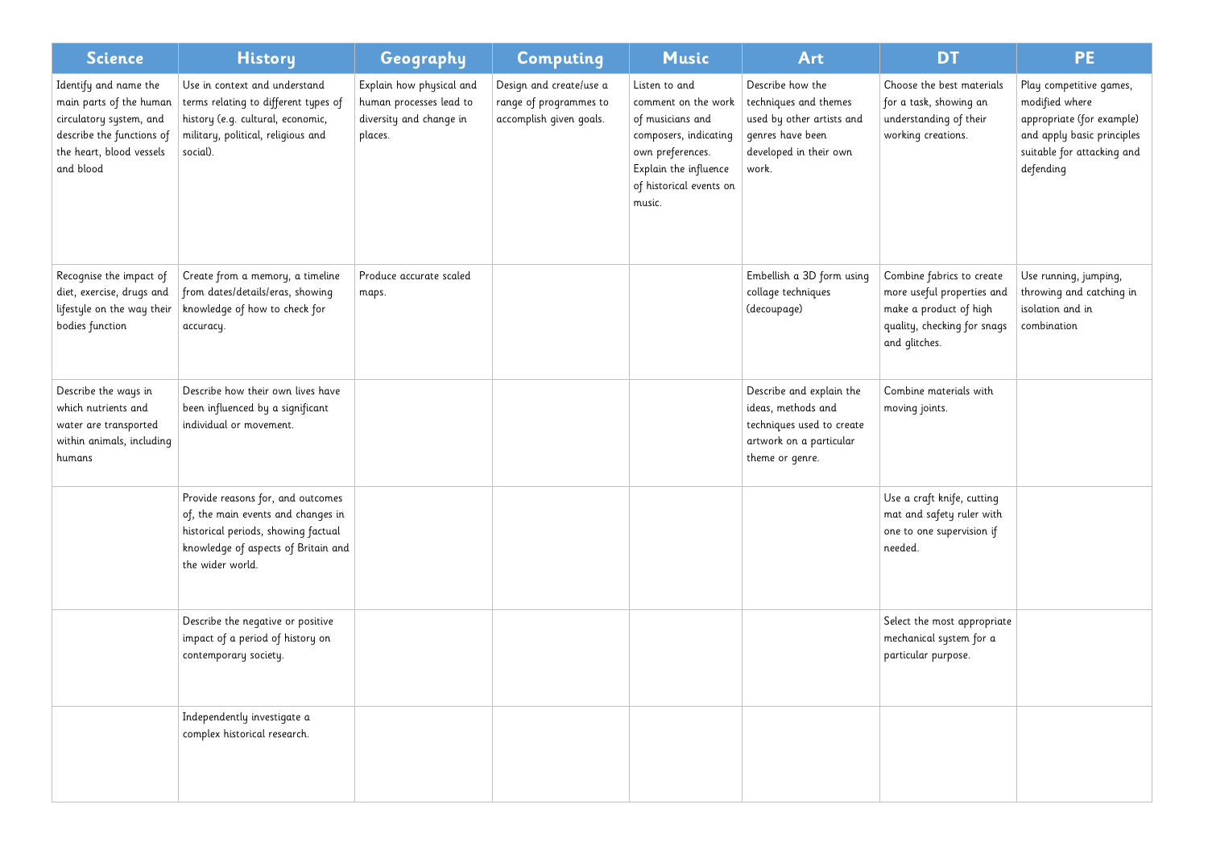| Science | History | Geography | Computing | Music | Art | DT | PE |
|---|---|---|---|---|---|---|---|
| Identify and name the main parts of the human circulatory system, and describe the functions of the heart, blood vessels and blood | Use in context and understand terms relating to different types of history (e.g. cultural, economic, military, political, religious and social). | Explain how physical and human processes lead to diversity and change in places. | Design and create/use a range of programmes to accomplish given goals. | Listen to and comment on the work of musicians and composers, indicating own preferences. Explain the influence of historical events on music. | Describe how the techniques and themes used by other artists and genres have been developed in their own work. | Choose the best materials for a task, showing an understanding of their working creations. | Play competitive games, modified where appropriate (for example) and apply basic principles suitable for attacking and defending |
| Recognise the impact of diet, exercise, drugs and lifestyle on the way their bodies function | Create from a memory, a timeline from dates/details/eras, showing knowledge of how to check for accuracy. | Produce accurate scaled maps. | | | Embellish a 3D form using collage techniques (decoupage) | Combine fabrics to create more useful properties and make a product of high quality, checking for snags and glitches. | Use running, jumping, throwing and catching in isolation and in combination |
| Describe the ways in which nutrients and water are transported within animals, including humans | Describe how their own lives have been influenced by a significant individual or movement. | | | | Describe and explain the ideas, methods and techniques used to create artwork on a particular theme or genre. | Combine materials with moving joints. | |
| | Provide reasons for, and outcomes of, the main events and changes in historical periods, showing factual knowledge of aspects of Britain and the wider world. | | | | | Use a craft knife, cutting mat and safety ruler with one to one supervision if needed. | |
| | Describe the negative or positive impact of a period of history on contemporary society. | | | | | Select the most appropriate mechanical system for a particular purpose. | |
| | Independently investigate a complex historical research. | | | | | | |